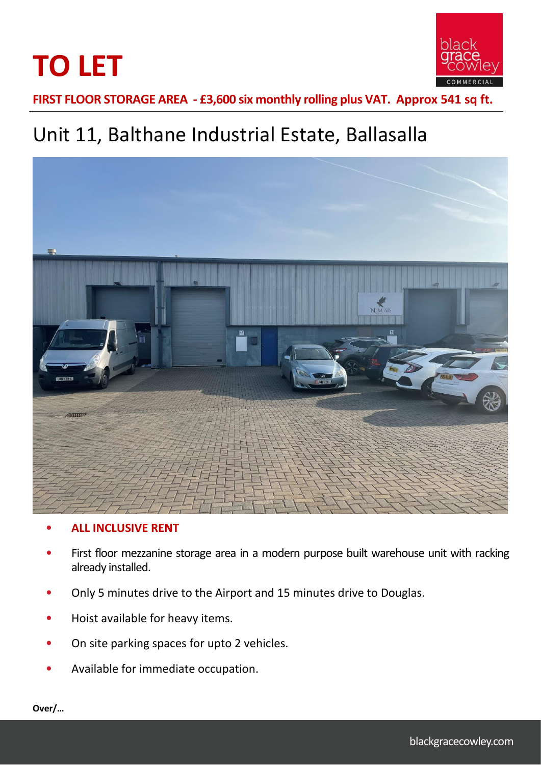# TO LET

**FIRST FLOOR STORAGE AREA - £3,600 six monthly rolling plus VAT. Approx 541 sq ft.**

## Unit 11, Balthane Industrial Estate, Ballasalla

- **ALL INCLUSIVE RENT**
- First floor mezzanine storage area in a modern purpose built warehouse unit with racking already installed.
- Only 5 minutes drive to the Airport and 15 minutes drive to Douglas.
- Hoist available for heavy items.
- On site parking spaces for upto 2 vehicles.
- Available for immediate occupation.

**Over/…**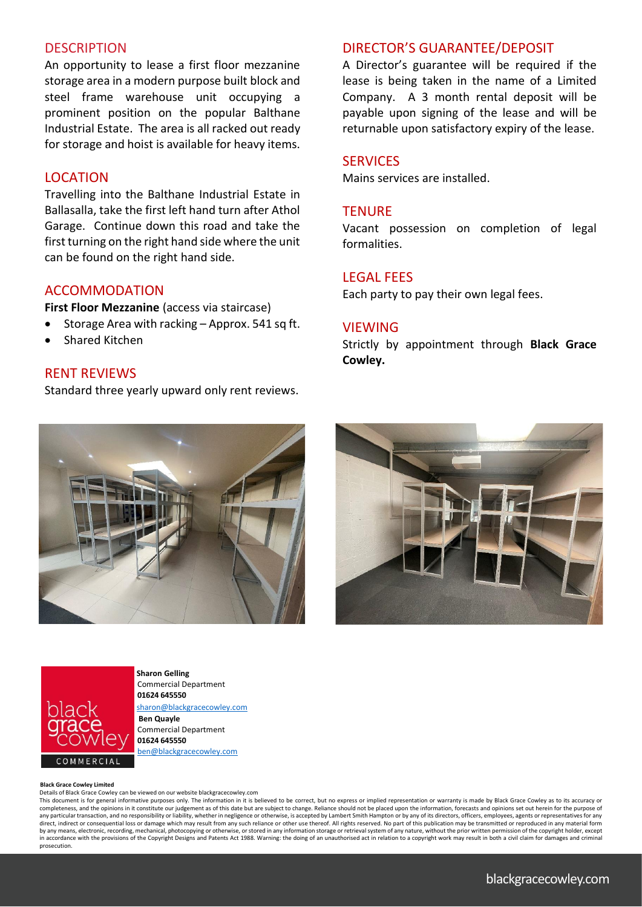## DESCRIPTION

An opportunity to lease a first floor mezzanine storage area in a modern purpose built block and steel frame warehouse unit occupying a prominent position on the popular Balthane Industrial Estate. The area is all racked out ready for storage and hoist is available for heavy items.

## LOCATION

Travelling into the Balthane Industrial Estate in Ballasalla, take the first left hand turn after Athol Garage. Continue down this road and take the first turning on the right hand side where the unit can be found on the right hand side.

## ACCOMMODATION

**First Floor Mezzanine** (access via staircase)

- Storage Area with racking – Approx. 541 sq ft.
- Shared Kitchen

## RENT REVIEWS

Standard three yearly upward only rent reviews.

## DIRECTOR'S GUARANTEE/DEPOSIT

A Director's guarantee will be required if the lease is being taken in the name of a Limited Company. A 3 month rental deposit will be payable upon signing of the lease and will be returnable upon satisfactory expiry of the lease.

## SERVICES

Mains services are installed.

## TENURE

Vacant possession on completion of legal formalities.

## LEGAL FEES

Each party to pay their own legal fees.

## VIEWING

Strictly by appointment through **Black Grace Cowley.**

black grace cowley COMMERCIAL

**Sharon Gelling**
Commercial Department
**01624 645550**
sharon@blackgracecowley.com

**Ben Quayle**
Commercial Department
**01624 645550**
ben@blackgracecowley.com

**Black Grace Cowley Limited**
Details of Black Grace Cowley can be viewed on our website blackgracecowley.com
This document is for general informative purposes only. The information in it is believed to be correct, but no express or implied representation or warranty is made by Black Grace Cowley as to its accuracy or completeness, and the opinions in it constitute our judgement as of this date but are subject to change. Reliance should not be placed upon the information, forecasts and opinions set out herein for the purpose of any particular transaction, and no responsibility or liability, whether in negligence or otherwise, is accepted by Lambert Smith Hampton or by any of its directors, officers, employees, agents or representatives for any direct, indirect or consequential loss or damage which may result from any such reliance or other use thereof. All rights reserved. No part of this publication may be transmitted or reproduced in any material form by any means, electronic, recording, mechanical, photocopying or otherwise, or stored in any information storage or retrieval system of any nature, without the prior written permission of the copyright holder, except in accordance with the provisions of the Copyright Designs and Patents Act 1988. Warning: the doing of an unauthorised act in relation to a copyright work may result in both a civil claim for damages and criminal prosecution.

blackgracecowley.com